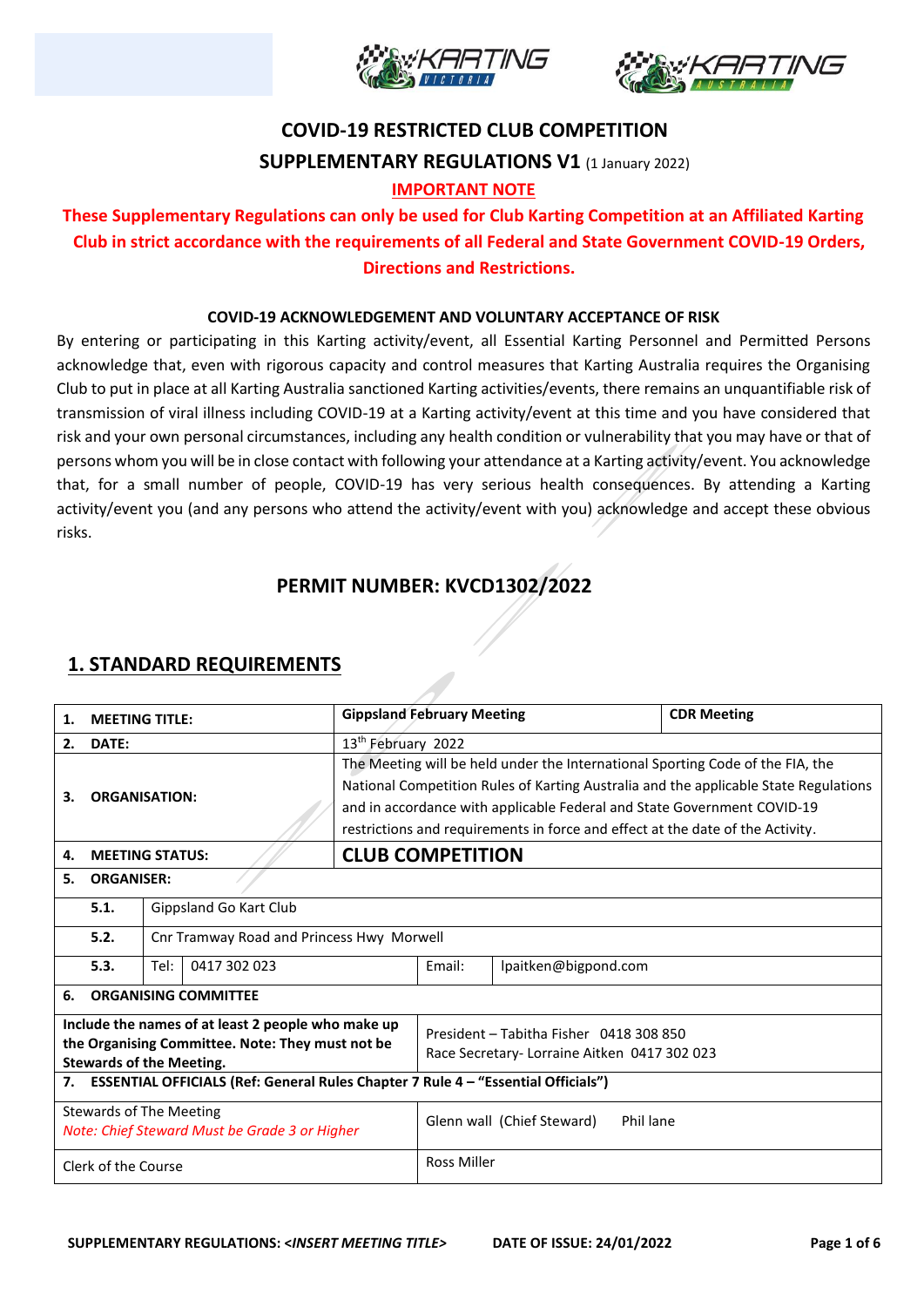# COVID-19 RESTRICTED CLUB COMPETITION

## SUPPLEMENTARY REGULATIONS V1 (1 January 2022)

**IMPORTANT NOTE**

**These Supplementary Regulations can only be used for Club Karting Competition at an Affiliated Karting Club in strict accordance with the requirements of all Federal and State Government COVID-19 Orders, Directions and Restrictions.**

**COVID-19 ACKNOWLEDGEMENT AND VOLUNTARY ACCEPTANCE OF RISK**

By entering or participating in this Karting activity/event, all Essential Karting Personnel and Permitted Persons acknowledge that, even with rigorous capacity and control measures that Karting Australia requires the Organising Club to put in place at all Karting Australia sanctioned Karting activities/events, there remains an unquantifiable risk of transmission of viral illness including COVID-19 at a Karting activity/event at this time and you have considered that risk and your own personal circumstances, including any health condition or vulnerability that you may have or that of persons whom you will be in close contact with following your attendance at a Karting activity/event. You acknowledge that, for a small number of people, COVID-19 has very serious health consequences. By attending a Karting activity/event you (and any persons who attend the activity/event with you) acknowledge and accept these obvious risks.

## PERMIT NUMBER: KVCD1302/2022

## 1. STANDARD REQUIREMENTS

| | | | | |
|---|---|---|---|---|
| **1. MEETING TITLE:** | | **Gippsland February Meeting** | | **CDR Meeting** |
| **2. DATE:** | | 13th February 2022 | | |
| **3. ORGANISATION:** | | The Meeting will be held under the International Sporting Code of the FIA, the National Competition Rules of Karting Australia and the applicable State Regulations and in accordance with applicable Federal and State Government COVID-19 restrictions and requirements in force and effect at the date of the Activity. | | |
| **4. MEETING STATUS:** | | **CLUB COMPETITION** | | |
| **5. ORGANISER:** | | | | |
| **5.1.** | Gippsland Go Kart Club | | | |
| **5.2.** | Cnr Tramway Road and Princess Hwy Morwell | | | |
| **5.3.** | Tel: 0417 302 023 | | Email: | lpaitken@bigpond.com |
| **6. ORGANISING COMMITTEE** | | | | |
| **Include the names of at least 2 people who make up the Organising Committee. Note: They must not be Stewards of the Meeting.** | | President – Tabitha Fisher 0418 308 850<br>Race Secretary- Lorraine Aitken 0417 302 023 | | |
| **7. ESSENTIAL OFFICIALS (Ref: General Rules Chapter 7 Rule 4 – "Essential Officials")** | | | | |
| Stewards of The Meeting<br>*Note: Chief Steward Must be Grade 3 or Higher* | | Glenn wall (Chief Steward) Phil lane | | |
| Clerk of the Course | | Ross Miller | | |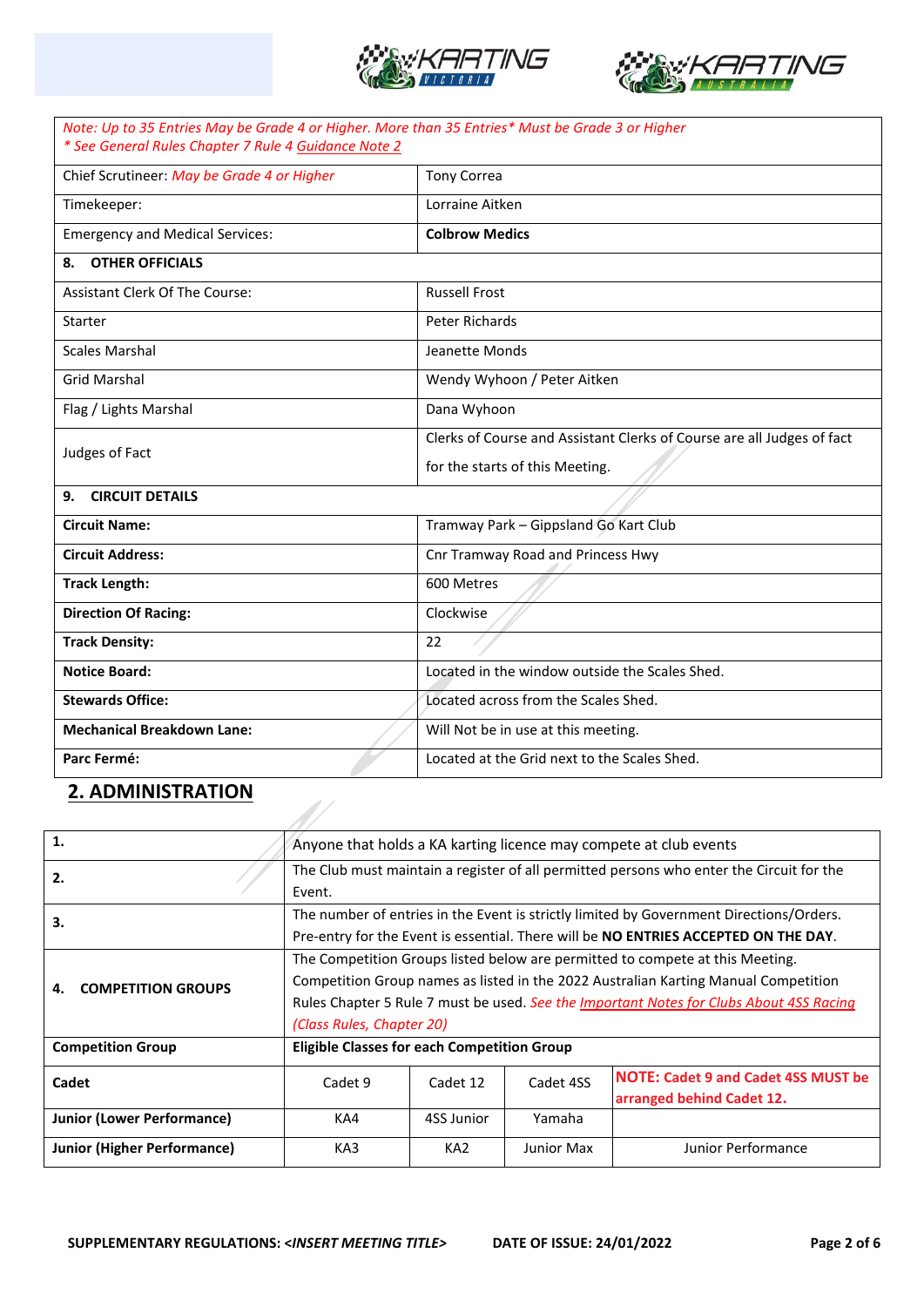| | |
|---|---|
| *Note: Up to 35 Entries May be Grade 4 or Higher. More than 35 Entries* Must be Grade 3 or Higher* <br> ** See General Rules Chapter 7 Rule 4 Guidance Note 2* | |
| Chief Scrutineer: *May be Grade 4 or Higher* | Tony Correa |
| Timekeeper: | Lorraine Aitken |
| Emergency and Medical Services: | **Colbrow Medics** |
| **8. OTHER OFFICIALS** | |
| Assistant Clerk Of The Course: | Russell Frost |
| Starter | Peter Richards |
| Scales Marshal | Jeanette Monds |
| Grid Marshal | Wendy Wyhoon / Peter Aitken |
| Flag / Lights Marshal | Dana Wyhoon |
| Judges of Fact | Clerks of Course and Assistant Clerks of Course are all Judges of fact for the starts of this Meeting. |
| **9. CIRCUIT DETAILS** | |
| **Circuit Name:** | Tramway Park – Gippsland Go Kart Club |
| **Circuit Address:** | Cnr Tramway Road and Princess Hwy |
| **Track Length:** | 600 Metres |
| **Direction Of Racing:** | Clockwise |
| **Track Density:** | 22 |
| **Notice Board:** | Located in the window outside the Scales Shed. |
| **Stewards Office:** | Located across from the Scales Shed. |
| **Mechanical Breakdown Lane:** | Will Not be in use at this meeting. |
| **Parc Fermé:** | Located at the Grid next to the Scales Shed. |

## 2. ADMINISTRATION

| | | | | |
|---|---|---|---|---|
| **1.** | Anyone that holds a KA karting licence may compete at club events | | | |
| **2.** | The Club must maintain a register of all permitted persons who enter the Circuit for the Event. | | | |
| **3.** | The number of entries in the Event is strictly limited by Government Directions/Orders. Pre-entry for the Event is essential. There will be **NO ENTRIES ACCEPTED ON THE DAY**. | | | |
| **4. COMPETITION GROUPS** | The Competition Groups listed below are permitted to compete at this Meeting. Competition Group names as listed in the 2022 Australian Karting Manual Competition Rules Chapter 5 Rule 7 must be used. *See the Important Notes for Clubs About 4SS Racing (Class Rules, Chapter 20)* | | | |
| **Competition Group** | **Eligible Classes for each Competition Group** | | | |
| **Cadet** | Cadet 9 | Cadet 12 | Cadet 4SS | **NOTE: Cadet 9 and Cadet 4SS MUST be arranged behind Cadet 12.** |
| **Junior (Lower Performance)** | KA4 | 4SS Junior | Yamaha | |
| **Junior (Higher Performance)** | KA3 | KA2 | Junior Max | Junior Performance |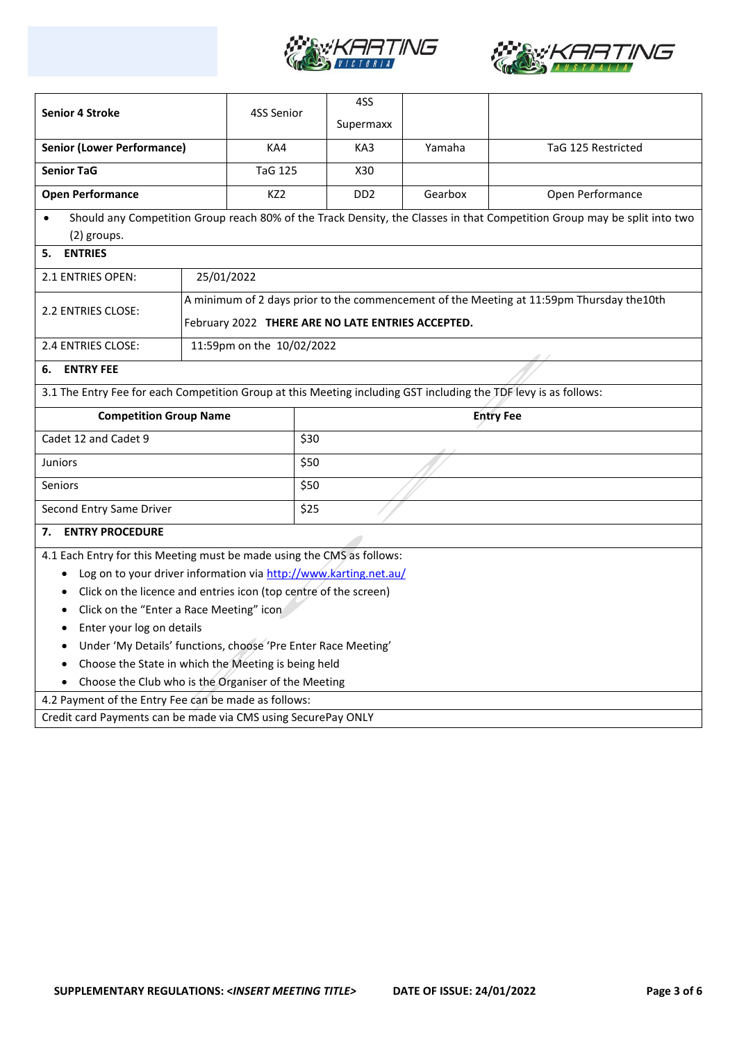| | | | | |
|---|---|---|---|---|
| **Senior 4 Stroke** | 4SS Senior | 4SS Supermaxx | | |
| **Senior (Lower Performance)** | KA4 | KA3 | Yamaha | TaG 125 Restricted |
| **Senior TaG** | TaG 125 | X30 | | |
| **Open Performance** | KZ2 | DD2 | Gearbox | Open Performance |

- Should any Competition Group reach 80% of the Track Density, the Classes in that Competition Group may be split into two (2) groups.

## 5. ENTRIES

| | |
|---|---|
| 2.1 ENTRIES OPEN: | 25/01/2022 |
| 2.2 ENTRIES CLOSE: | A minimum of 2 days prior to the commencement of the Meeting at 11:59pm Thursday the10th February 2022 **THERE ARE NO LATE ENTRIES ACCEPTED.** |
| 2.4 ENTRIES CLOSE: | 11:59pm on the 10/02/2022 |

## 6. ENTRY FEE

3.1 The Entry Fee for each Competition Group at this Meeting including GST including the TDF levy is as follows:

| Competition Group Name | Entry Fee |
|---|---|
| Cadet 12 and Cadet 9 | $30 |
| Juniors | $50 |
| Seniors | $50 |
| Second Entry Same Driver | $25 |

## 7. ENTRY PROCEDURE

4.1 Each Entry for this Meeting must be made using the CMS as follows:

- Log on to your driver information via http://www.karting.net.au/
- Click on the licence and entries icon (top centre of the screen)
- Click on the "Enter a Race Meeting" icon
- Enter your log on details
- Under 'My Details' functions, choose 'Pre Enter Race Meeting'
- Choose the State in which the Meeting is being held
- Choose the Club who is the Organiser of the Meeting

4.2 Payment of the Entry Fee can be made as follows:

Credit card Payments can be made via CMS using SecurePay ONLY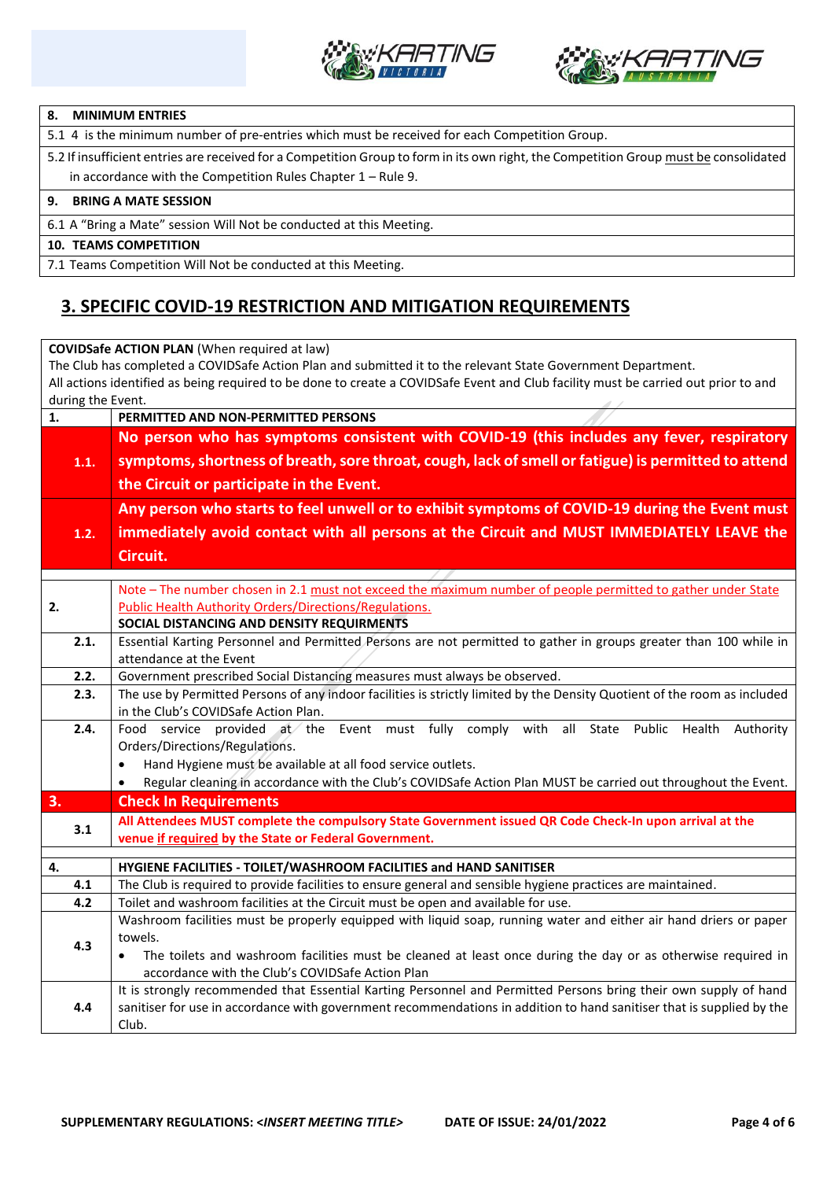| | |
|---|---|
| **8. MINIMUM ENTRIES** | |
| 5.1 4 is the minimum number of pre-entries which must be received for each Competition Group. | |
| 5.2 If insufficient entries are received for a Competition Group to form in its own right, the Competition Group must be consolidated in accordance with the Competition Rules Chapter 1 – Rule 9. | |
| **9. BRING A MATE SESSION** | |
| 6.1 A "Bring a Mate" session Will Not be conducted at this Meeting. | |
| **10. TEAMS COMPETITION** | |
| 7.1 Teams Competition Will Not be conducted at this Meeting. | |

## 3. SPECIFIC COVID-19 RESTRICTION AND MITIGATION REQUIREMENTS

**COVIDSafe ACTION PLAN** (When required at law)
The Club has completed a COVIDSafe Action Plan and submitted it to the relevant State Government Department.
All actions identified as being required to be done to create a COVIDSafe Event and Club facility must be carried out prior to and during the Event.

| | |
|---|---|
| **1.** | **PERMITTED AND NON-PERMITTED PERSONS** |
| **1.1.** | **No person who has symptoms consistent with COVID-19 (this includes any fever, respiratory symptoms, shortness of breath, sore throat, cough, lack of smell or fatigue) is permitted to attend the Circuit or participate in the Event.** |
| **1.2.** | **Any person who starts to feel unwell or to exhibit symptoms of COVID-19 during the Event must immediately avoid contact with all persons at the Circuit and MUST IMMEDIATELY LEAVE the Circuit.** |
| **2.** | Note – The number chosen in 2.1 must not exceed the maximum number of people permitted to gather under State Public Health Authority Orders/Directions/Regulations.<br>**SOCIAL DISTANCING AND DENSITY REQUIRMENTS** |
| **2.1.** | Essential Karting Personnel and Permitted Persons are not permitted to gather in groups greater than 100 while in attendance at the Event |
| **2.2.** | Government prescribed Social Distancing measures must always be observed. |
| **2.3.** | The use by Permitted Persons of any indoor facilities is strictly limited by the Density Quotient of the room as included in the Club's COVIDSafe Action Plan. |
| **2.4.** | Food service provided at the Event must fully comply with all State Public Health Authority Orders/Directions/Regulations.<br>• Hand Hygiene must be available at all food service outlets.<br>• Regular cleaning in accordance with the Club's COVIDSafe Action Plan MUST be carried out throughout the Event. |
| **3.** | **Check In Requirements** |
| **3.1** | **All Attendees MUST complete the compulsory State Government issued QR Code Check-In upon arrival at the venue if required by the State or Federal Government.** |
| **4.** | **HYGIENE FACILITIES - TOILET/WASHROOM FACILITIES and HAND SANITISER** |
| **4.1** | The Club is required to provide facilities to ensure general and sensible hygiene practices are maintained. |
| **4.2** | Toilet and washroom facilities at the Circuit must be open and available for use. |
| **4.3** | Washroom facilities must be properly equipped with liquid soap, running water and either air hand driers or paper towels.<br>• The toilets and washroom facilities must be cleaned at least once during the day or as otherwise required in accordance with the Club's COVIDSafe Action Plan |
| **4.4** | It is strongly recommended that Essential Karting Personnel and Permitted Persons bring their own supply of hand sanitiser for use in accordance with government recommendations in addition to hand sanitiser that is supplied by the Club. |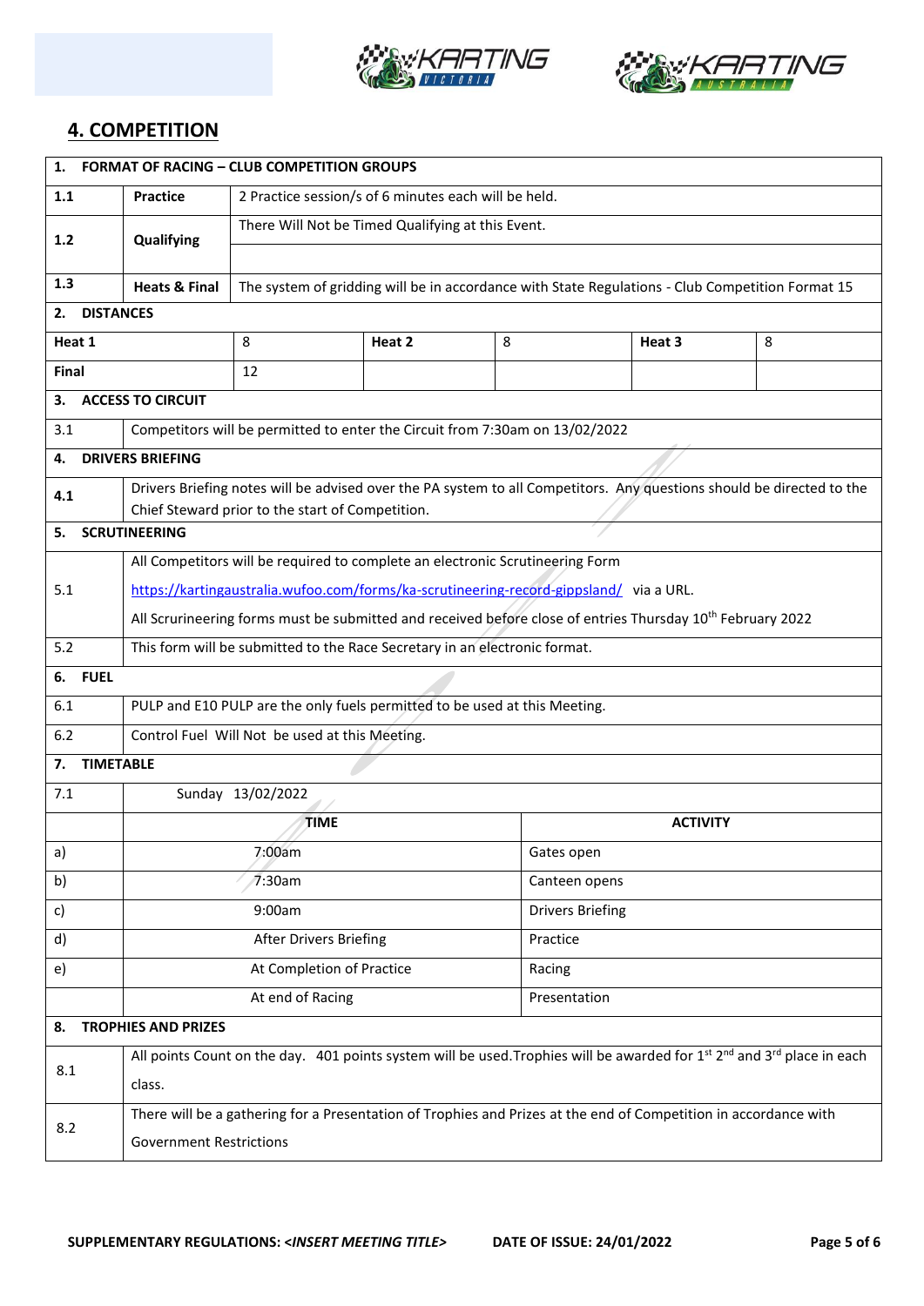## 4. COMPETITION

| | | | | | | |
|---|---|---|---|---|---|---|
| **1. FORMAT OF RACING – CLUB COMPETITION GROUPS** | | | | | | |
| **1.1** | **Practice** | 2 Practice session/s of 6 minutes each will be held. | | | | |
| **1.2** | **Qualifying** | There Will Not be Timed Qualifying at this Event. | | | | |
| **1.3** | **Heats & Final** | The system of gridding will be in accordance with State Regulations - Club Competition Format 15 | | | | |
| **2. DISTANCES** | | | | | | |
| **Heat 1** | | 8 | **Heat 2** | 8 | **Heat 3** | 8 |
| **Final** | | 12 | | | | |
| **3. ACCESS TO CIRCUIT** | | | | | | |
| 3.1 | Competitors will be permitted to enter the Circuit from 7:30am on 13/02/2022 | | | | | |
| **4. DRIVERS BRIEFING** | | | | | | |
| **4.1** | Drivers Briefing notes will be advised over the PA system to all Competitors. Any questions should be directed to the Chief Steward prior to the start of Competition. | | | | | |
| **5. SCRUTINEERING** | | | | | | |
| 5.1 | All Competitors will be required to complete an electronic Scrutineering Form https://kartingaustralia.wufoo.com/forms/ka-scrutineering-record-gippsland/ via a URL. All Scrurineering forms must be submitted and received before close of entries Thursday 10th February 2022 | | | | | |
| 5.2 | This form will be submitted to the Race Secretary in an electronic format. | | | | | |
| **6. FUEL** | | | | | | |
| 6.1 | PULP and E10 PULP are the only fuels permitted to be used at this Meeting. | | | | | |
| 6.2 | Control Fuel Will Not be used at this Meeting. | | | | | |
| **7. TIMETABLE** | | | | | | |
| 7.1 | Sunday 13/02/2022 | | | | | |

| | TIME | ACTIVITY |
|---|---|---|
| a) | 7:00am | Gates open |
| b) | 7:30am | Canteen opens |
| c) | 9:00am | Drivers Briefing |
| d) | After Drivers Briefing | Practice |
| e) | At Completion of Practice | Racing |
| | At end of Racing | Presentation |

| | |
|---|---|
| **8. TROPHIES AND PRIZES** | |
| 8.1 | All points Count on the day. 401 points system will be used.Trophies will be awarded for 1st 2nd and 3rd place in each class. |
| 8.2 | There will be a gathering for a Presentation of Trophies and Prizes at the end of Competition in accordance with Government Restrictions |

**SUPPLEMENTARY REGULATIONS: <*INSERT MEETING TITLE*>** **DATE OF ISSUE: 24/01/2022**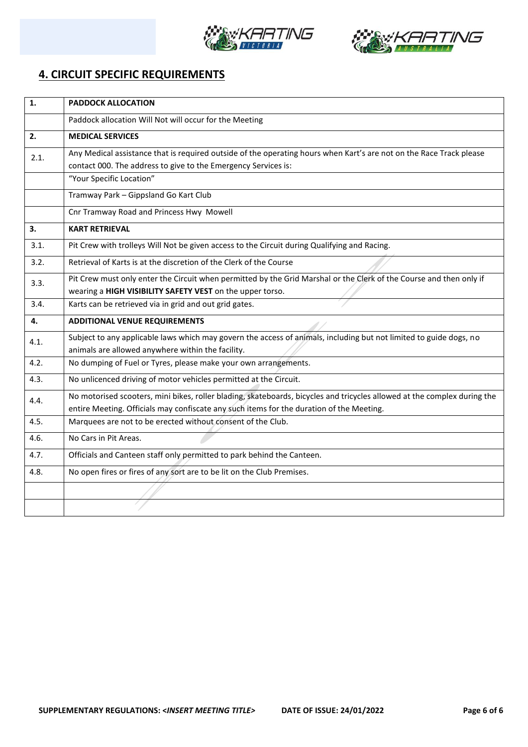## 4. CIRCUIT SPECIFIC REQUIREMENTS

| | |
|---|---|
| **1.** | **PADDOCK ALLOCATION** |
| | Paddock allocation Will Not will occur for the Meeting |
| **2.** | **MEDICAL SERVICES** |
| 2.1. | Any Medical assistance that is required outside of the operating hours when Kart's are not on the Race Track please contact 000. The address to give to the Emergency Services is: |
| | "Your Specific Location" |
| | Tramway Park – Gippsland Go Kart Club |
| | Cnr Tramway Road and Princess Hwy Mowell |
| **3.** | **KART RETRIEVAL** |
| 3.1. | Pit Crew with trolleys Will Not be given access to the Circuit during Qualifying and Racing. |
| 3.2. | Retrieval of Karts is at the discretion of the Clerk of the Course |
| 3.3. | Pit Crew must only enter the Circuit when permitted by the Grid Marshal or the Clerk of the Course and then only if wearing a **HIGH VISIBILITY SAFETY VEST** on the upper torso. |
| 3.4. | Karts can be retrieved via in grid and out grid gates. |
| **4.** | **ADDITIONAL VENUE REQUIREMENTS** |
| 4.1. | Subject to any applicable laws which may govern the access of animals, including but not limited to guide dogs, no animals are allowed anywhere within the facility. |
| 4.2. | No dumping of Fuel or Tyres, please make your own arrangements. |
| 4.3. | No unlicenced driving of motor vehicles permitted at the Circuit. |
| 4.4. | No motorised scooters, mini bikes, roller blading, skateboards, bicycles and tricycles allowed at the complex during the entire Meeting. Officials may confiscate any such items for the duration of the Meeting. |
| 4.5. | Marquees are not to be erected without consent of the Club. |
| 4.6. | No Cars in Pit Areas. |
| 4.7. | Officials and Canteen staff only permitted to park behind the Canteen. |
| 4.8. | No open fires or fires of any sort are to be lit on the Club Premises. |
| | |
| | |